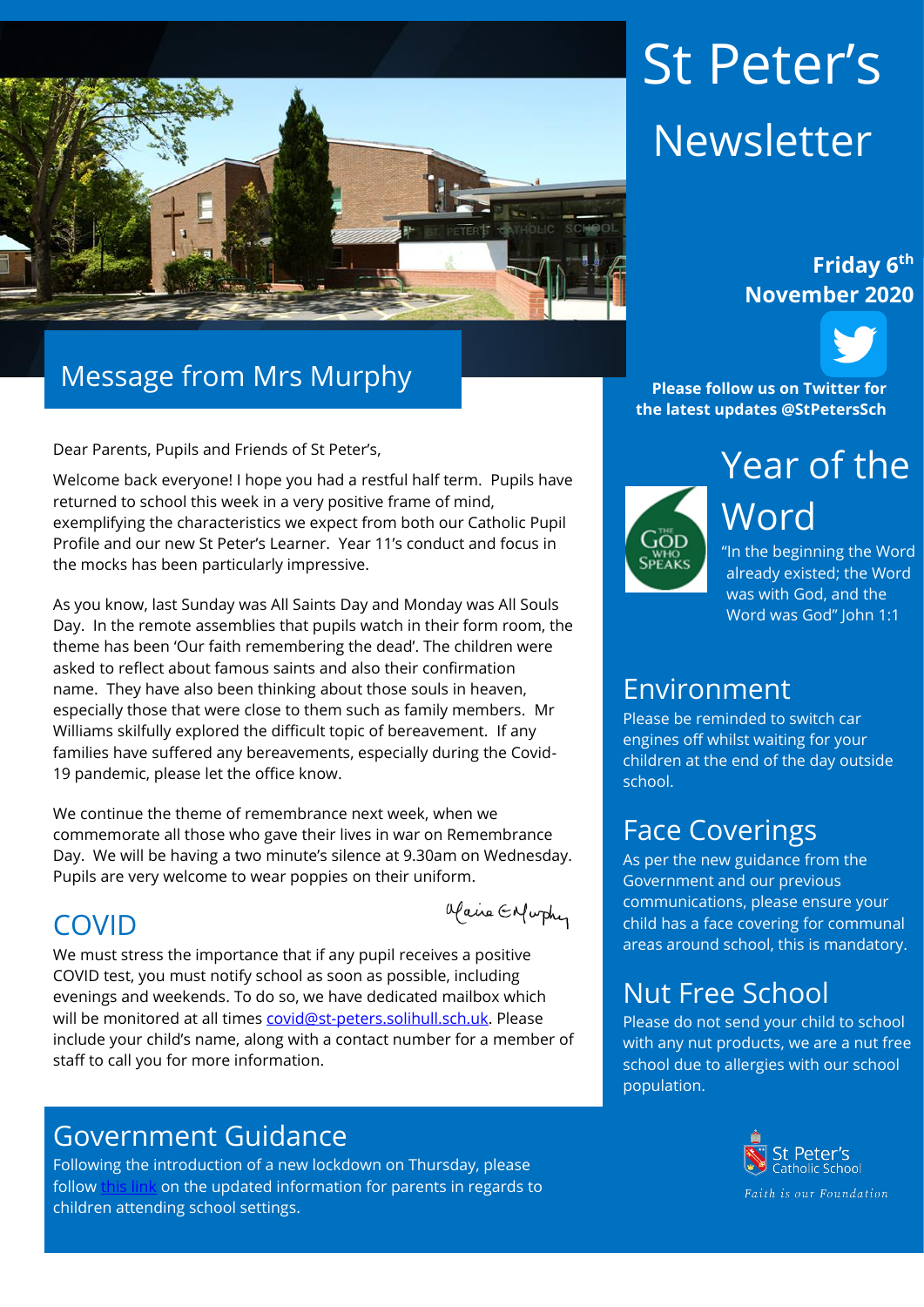# St Peter's Newsletter

**Friday 6th November 2020**

**Please follow us on Twitter for the latest updates @StPetersSch**

## Message from Mrs Murphy

Dear Parents, Pupils and Friends of St Peter's,

Welcome back everyone! I hope you had a restful half term. Pupils have returned to school this week in a very positive frame of mind, exemplifying the characteristics we expect from both our Catholic Pupil Profile and our new St Peter's Learner. Year 11's conduct and focus in the mocks has been particularly impressive.

As you know, last Sunday was All Saints Day and Monday was All Souls Day. In the remote assemblies that pupils watch in their form room, the theme has been 'Our faith remembering the dead'. The children were asked to reflect about famous saints and also their confirmation name. They have also been thinking about those souls in heaven, especially those that were close to them such as family members. Mr Williams skilfully explored the difficult topic of bereavement. If any families have suffered any bereavements, especially during the Covid-19 pandemic, please let the office know.

We continue the theme of remembrance next week, when we commemorate all those who gave their lives in war on Remembrance Day. We will be having a two minute's silence at 9.30am on Wednesday. Pupils are very welcome to wear poppies on their uniform.

Claire E Murphy

## COVID

We must stress the importance that if any pupil receives a positive COVID test, you must notify school as soon as possible, including evenings and weekends. To do so, we have dedicated mailbox which will be monitored at all times covid@st-peters.solihull.sch.uk. Please include your child's name, along with a contact number for a member of staff to call you for more information.

## Government Guidance

Following the introduction of a new lockdown on Thursday, please follow this link on the updated information for parents in regards to children attending school settings.

## Year of the Word

THE GOD WHO SPEAKS

"In the beginning the Word already existed; the Word was with God, and the Word was God" John 1:1

## Environment

Please be reminded to switch car engines off whilst waiting for your children at the end of the day outside school.

## Face Coverings

As per the new guidance from the Government and our previous communications, please ensure your child has a face covering for communal areas around school, this is mandatory.

## Nut Free School

Please do not send your child to school with any nut products, we are a nut free school due to allergies with our school population.

St Peter's Catholic School

*Faith is our Foundation*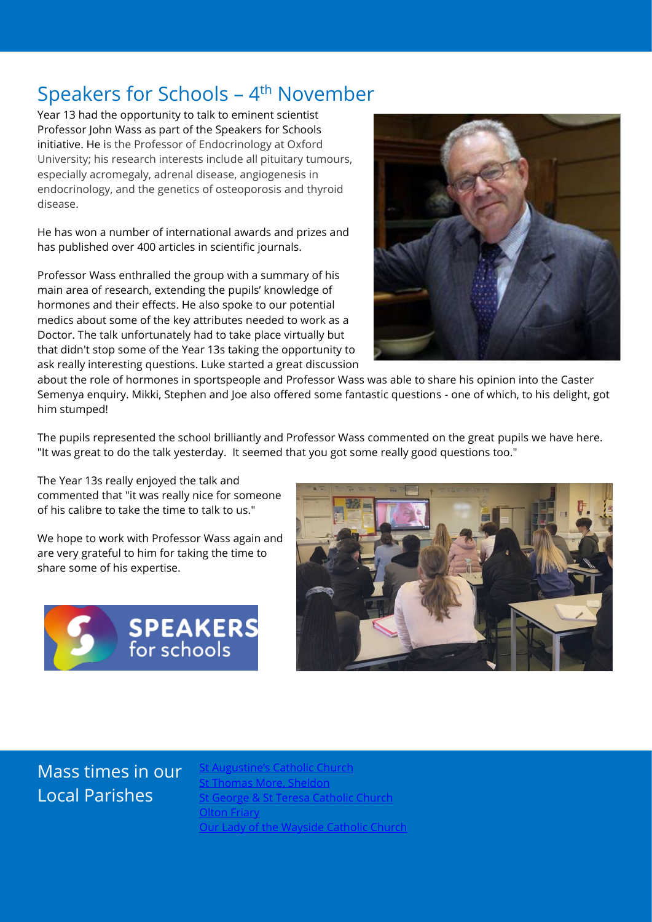## Speakers for Schools – 4th November

Year 13 had the opportunity to talk to eminent scientist Professor John Wass as part of the Speakers for Schools initiative. He is the Professor of Endocrinology at Oxford University; his research interests include all pituitary tumours, especially acromegaly, adrenal disease, angiogenesis in endocrinology, and the genetics of osteoporosis and thyroid disease.

He has won a number of international awards and prizes and has published over 400 articles in scientific journals.

Professor Wass enthralled the group with a summary of his main area of research, extending the pupils' knowledge of hormones and their effects. He also spoke to our potential medics about some of the key attributes needed to work as a Doctor. The talk unfortunately had to take place virtually but that didn't stop some of the Year 13s taking the opportunity to ask really interesting questions. Luke started a great discussion about the role of hormones in sportspeople and Professor Wass was able to share his opinion into the Caster Semenya enquiry. Mikki, Stephen and Joe also offered some fantastic questions - one of which, to his delight, got him stumped!

The pupils represented the school brilliantly and Professor Wass commented on the great pupils we have here. "It was great to do the talk yesterday. It seemed that you got some really good questions too."

The Year 13s really enjoyed the talk and commented that "it was really nice for someone of his calibre to take the time to talk to us."

We hope to work with Professor Wass again and are very grateful to him for taking the time to share some of his expertise.

## Mass times in our Local Parishes

- St Augustine's Catholic Church
- St Thomas More, Sheldon
- St George & St Teresa Catholic Church
- Olton Friary
- Our Lady of the Wayside Catholic Church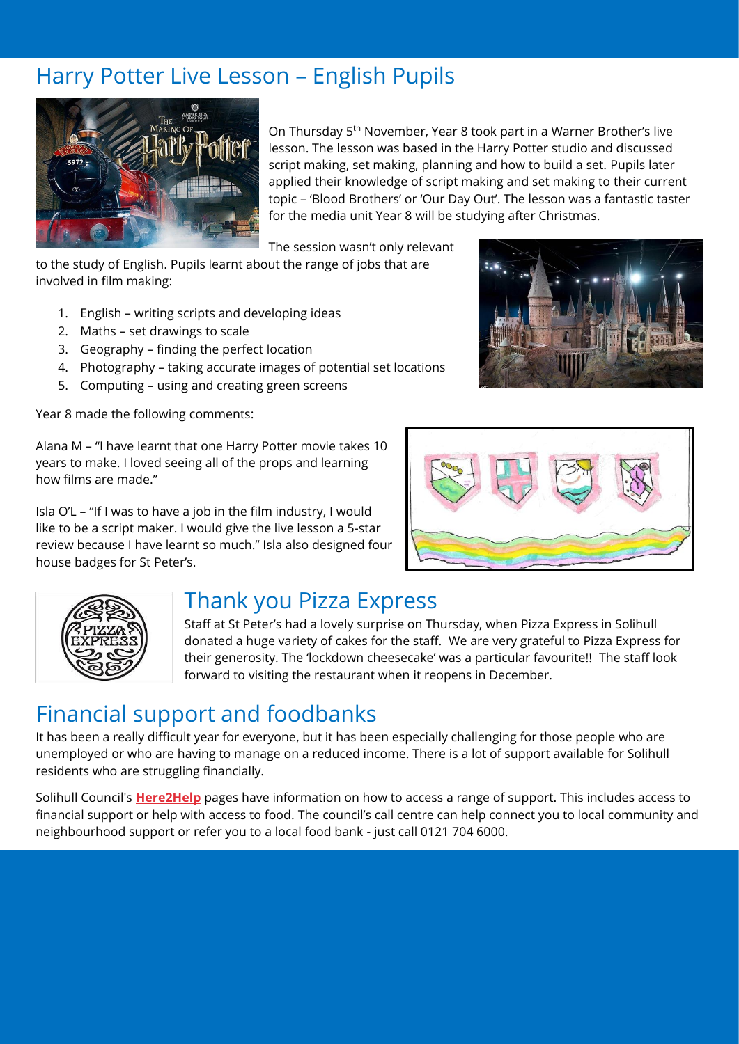## Harry Potter Live Lesson – English Pupils

On Thursday 5th November, Year 8 took part in a Warner Brother's live lesson. The lesson was based in the Harry Potter studio and discussed script making, set making, planning and how to build a set. Pupils later applied their knowledge of script making and set making to their current topic – 'Blood Brothers' or 'Our Day Out'. The lesson was a fantastic taster for the media unit Year 8 will be studying after Christmas.

The session wasn't only relevant to the study of English. Pupils learnt about the range of jobs that are involved in film making:

1. English – writing scripts and developing ideas
2. Maths – set drawings to scale
3. Geography – finding the perfect location
4. Photography – taking accurate images of potential set locations
5. Computing – using and creating green screens

Year 8 made the following comments:

Alana M – "I have learnt that one Harry Potter movie takes 10 years to make. I loved seeing all of the props and learning how films are made."

Isla O'L – "If I was to have a job in the film industry, I would like to be a script maker. I would give the live lesson a 5-star review because I have learnt so much." Isla also designed four house badges for St Peter's.

## Thank you Pizza Express

Staff at St Peter's had a lovely surprise on Thursday, when Pizza Express in Solihull donated a huge variety of cakes for the staff. We are very grateful to Pizza Express for their generosity. The 'lockdown cheesecake' was a particular favourite!! The staff look forward to visiting the restaurant when it reopens in December.

## Financial support and foodbanks

It has been a really difficult year for everyone, but it has been especially challenging for those people who are unemployed or who are having to manage on a reduced income. There is a lot of support available for Solihull residents who are struggling financially.

Solihull Council's **Here2Help** pages have information on how to access a range of support. This includes access to financial support or help with access to food. The council's call centre can help connect you to local community and neighbourhood support or refer you to a local food bank - just call 0121 704 6000.